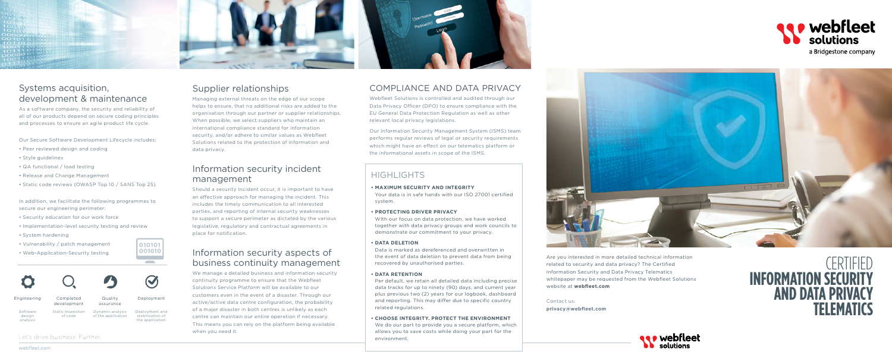## Systems acquisition, development & maintenance

As a software company, the security and reliability of all of our products depend on secure coding principles and processes to ensure an agile product life cycle.

Our Secure Software Development Lifecycle includes:

- Peer reviewed design and coding
- Style guidelines
- QA functional / load testing
- Release and Change Management
- Static code reviews (OWASP Top 10 / SANS Top 25)

In addition, we facilitate the following programmes to secure our engineering perimeter:

- Security education for our work force
- Implementation-level security testing and review
- System hardening
- Vulnerability / patch management
- Web-Application-Security testing

| Engineering | Completed development | Quality assurance | Deployment |
| --- | --- | --- | --- |
| Software design analysis | Static inspection of code | Dynamic analysis of the application | Deployment and stabilisation of the application |

Let's drive business. Further.

## Supplier relationships

Managing external threats on the edge of our scope helps to ensure, that no additional risks are added to the organisation through our partner or supplier relationships. When possible, we select suppliers who maintain an international compliance standard for information security, and/or adhere to similar values as Webfleet Solutions related to the protection of information and data privacy.

## Information security incident management

Should a security incident occur, it is important to have an effective approach for managing the incident. This includes the timely communication to all interested parties, and reporting of internal security weaknesses to support a secure perimeter as dictated by the various legislative, regulatory and contractual agreements in place for notification.

## Information security aspects of business continuity management

We manage a detailed business and information security continuity programme to ensure that the Webfleet Solutions Service Platform will be available to our customers even in the event of a disaster. Through our active/active data centre configuration, the probability of a major disaster in both centres is unlikely as each centre can maintain our entire operation if necessary. This means you can rely on the platform being available when you need it.

## COMPLIANCE AND DATA PRIVACY

Webfleet Solutions is controlled and audited through our Data Privacy Officer (DPO) to ensure compliance with the EU General Data Protection Regulation as well as other relevant local privacy legislations.

Our Information Security Management System (ISMS) team performs regular reviews of legal or security requirements which might have an effect on our telematics platform or the informational assets in scope of the ISMS.

### HIGHLIGHTS

- **MAXIMUM SECURITY AND INTEGRITY**
  Your data is in safe hands with our ISO 27001 certified system.
- **PROTECTING DRIVER PRIVACY**
  With our focus on data protection, we have worked together with data privacy groups and work councils to demonstrate our commitment to your privacy.
- **DATA DELETION**
  Data is marked as dereferenced and overwritten in the event of data deletion to prevent data from being recovered by unauthorised parties.
- **DATA RETENTION**
  Per default, we retain all detailed data including precise data tracks for up to ninety (90) days, and current year plus previous two (2) years for our logbook, dashboard and reporting. This may differ due to specific country related regulations.
- **CHOOSE INTEGRITY. PROTECT THE ENVIRONMENT**
  We do our part to provide you a secure platform, which allows you to save costs while doing your part for the environment.

webfleet solutions
a Bridgestone company

Are you interested in more detailed technical information related to security and data privacy? The Certified Information Security and Data Privacy Telematics whitepaper may be requested from the Webfleet Solutions website at **webfleet.com**

Contact us:
**privacy@webfleet.com**

# CERTIFIED INFORMATION SECURITY AND DATA PRIVACY TELEMATICS

webfleet solutions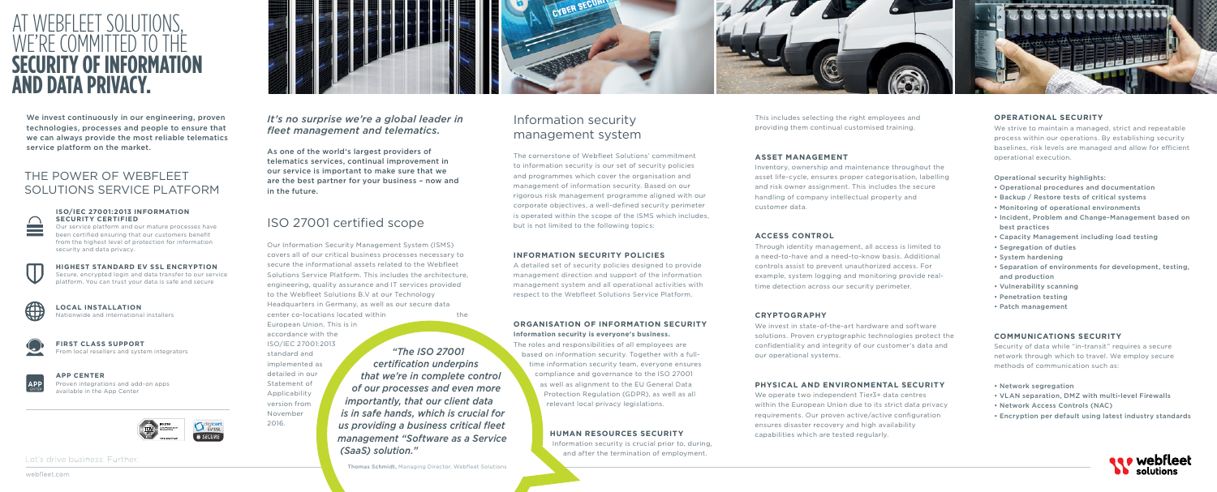# AT WEBFLEET SOLUTIONS, WE'RE COMMITTED TO THE **SECURITY OF INFORMATION AND DATA PRIVACY.**

We invest continuously in our engineering, proven technologies, processes and people to ensure that we can always provide the most reliable telematics service platform on the market.

## THE POWER OF WEBFLEET SOLUTIONS SERVICE PLATFORM

**ISO/IEC 27001:2013 INFORMATION SECURITY CERTIFIED**
Our service platform and our mature processes have been certified ensuring that our customers benefit from the highest level of protection for information security and data privacy.

**HIGHEST STANDARD EV SSL ENCRYPTION**
Secure, encrypted login and data transfer to our service platform. You can trust your data is safe and secure

**LOCAL INSTALLATION**
Nationwide and international installers

**FIRST CLASS SUPPORT**
From local resellers and system integrators

**APP CENTER**
Proven integrations and add-on apps available in the App Center

Let's drive business. Further.

webfleet.com

### *It's no surprise we're a global leader in fleet management and telematics.*

As one of the world's largest providers of telematics services, continual improvement in our service is important to make sure that we are the best partner for your business – now and in the future.

## ISO 27001 certified scope

Our Information Security Management System (ISMS) covers all of our critical business processes necessary to secure the informational assets related to the Webfleet Solutions Service Platform. This includes the architecture, engineering, quality assurance and IT services provided to the Webfleet Solutions B.V at our Technology Headquarters in Germany, as well as our secure data center co-locations located within the European Union. This is in accordance with the ISO/IEC 27001:2013 standard and implemented as detailed in our Statement of Applicability version from November 2016.

*"The ISO 27001 certification underpins that we're in complete control of our processes and even more importantly, that our client data is in safe hands, which is crucial for us providing a business critical fleet management "Software as a Service (SaaS) solution."*

**Thomas Schmidt,** Managing Director, Webfleet Solutions

## Information security management system

The cornerstone of Webfleet Solutions' commitment to information security is our set of security policies and programmes which cover the organisation and management of information security. Based on our rigorous risk management programme aligned with our corporate objectives, a well-defined security perimeter is operated within the scope of the ISMS which includes, but is not limited to the following topics:

### INFORMATION SECURITY POLICIES

A detailed set of security policies designed to provide management direction and support of the information management system and all operational activities with respect to the Webfleet Solutions Service Platform.

### ORGANISATION OF INFORMATION SECURITY

**Information security is everyone's business.**
The roles and responsibilities of all employees are based on information security. Together with a full-time information security team, everyone ensures compliance and governance to the ISO 27001 as well as alignment to the EU General Data Protection Regulation (GDPR), as well as all relevant local privacy legislations.

### HUMAN RESOURCES SECURITY

Information security is crucial prior to, during, and after the termination of employment.

This includes selecting the right employees and providing them continual customised training.

### ASSET MANAGEMENT

Inventory, ownership and maintenance throughout the asset life-cycle, ensures proper categorisation, labelling and risk owner assignment. This includes the secure handling of company intellectual property and customer data.

### ACCESS CONTROL

Through identity management, all access is limited to a need-to-have and a need-to-know basis. Additional controls assist to prevent unauthorized access. For example, system logging and monitoring provide real-time detection across our security perimeter.

### CRYPTOGRAPHY

We invest in state-of-the-art hardware and software solutions. Proven cryptographic technologies protect the confidentiality and integrity of our customer's data and our operational systems.

### PHYSICAL AND ENVIRONMENTAL SECURITY

We operate two independent Tier3+ data centres within the European Union due to its strict data privacy requirements. Our proven active/active configuration ensures disaster recovery and high availability capabilities which are tested regularly.

### OPERATIONAL SECURITY

We strive to maintain a managed, strict and repeatable process within our operations. By establishing security baselines, risk levels are managed and allow for efficient operational execution.

Operational security highlights:

- Operational procedures and documentation
- Backup / Restore tests of critical systems
- Monitoring of operational environments
- Incident, Problem and Change-Management based on best practices
- Capacity Management including load testing
- Segregation of duties
- System hardening
- Separation of environments for development, testing, and production
- Vulnerability scanning
- Penetration testing
- Patch management

### COMMUNICATIONS SECURITY

Security of data while "in-transit" requires a secure network through which to travel. We employ secure methods of communication such as:

- Network segregation
- VLAN separation, DMZ with multi-level Firewalls
- Network Access Controls (NAC)
- Encryption per default using latest industry standards